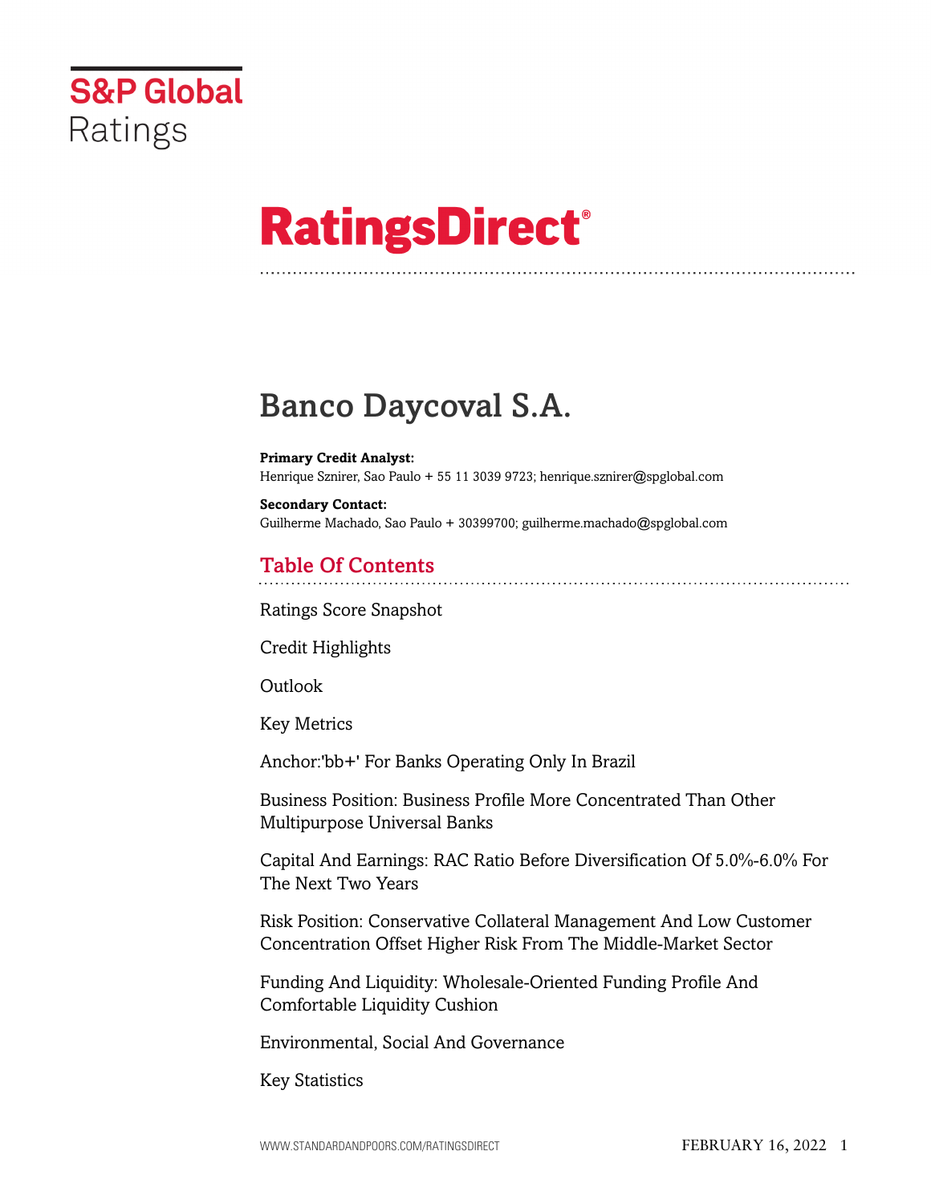S&P Global Ratings

# RatingsDirect®

# Banco Daycoval S.A.

**Primary Credit Analyst:**
Henrique Sznirer, Sao Paulo + 55 11 3039 9723; henrique.sznirer@spglobal.com

**Secondary Contact:**
Guilherme Machado, Sao Paulo + 30399700; guilherme.machado@spglobal.com

## Table Of Contents

Ratings Score Snapshot

Credit Highlights

Outlook

Key Metrics

Anchor:'bb+' For Banks Operating Only In Brazil

Business Position: Business Profile More Concentrated Than Other Multipurpose Universal Banks

Capital And Earnings: RAC Ratio Before Diversification Of 5.0%-6.0% For The Next Two Years

Risk Position: Conservative Collateral Management And Low Customer Concentration Offset Higher Risk From The Middle-Market Sector

Funding And Liquidity: Wholesale-Oriented Funding Profile And Comfortable Liquidity Cushion

Environmental, Social And Governance

Key Statistics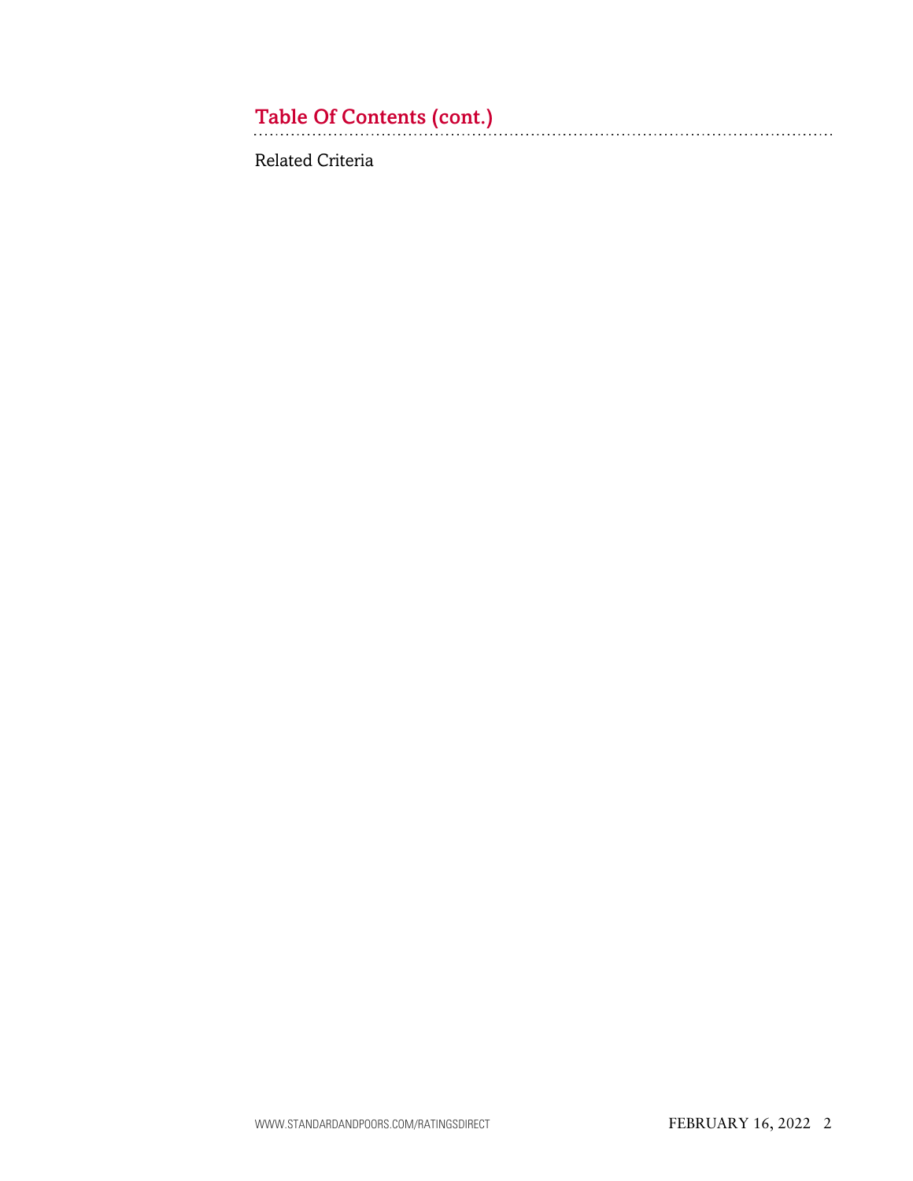## Table Of Contents (cont.)

Related Criteria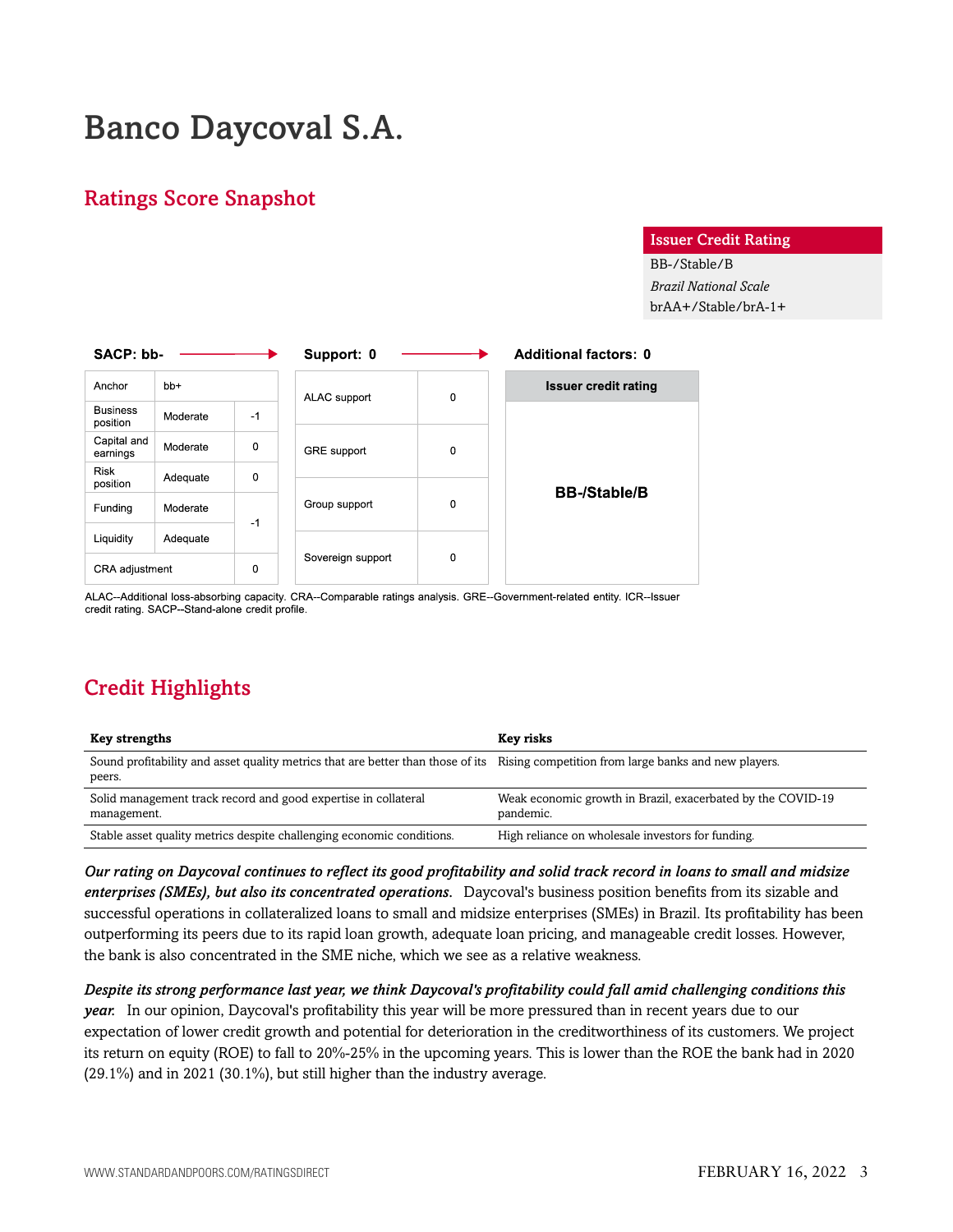# Banco Daycoval S.A.

## Ratings Score Snapshot

| Issuer Credit Rating |
|---|
| BB-/Stable/B |
| *Brazil National Scale* |
| brAA+/Stable/brA-1+ |

**SACP: bb-** → **Support: 0** → **Additional factors: 0**

| SACP components | | |
|---|---|---|
| Anchor | bb+ | |
| Business position | Moderate | -1 |
| Capital and earnings | Moderate | 0 |
| Risk position | Adequate | 0 |
| Funding | Moderate | -1 |
| Liquidity | Adequate | |
| CRA adjustment | | 0 |

| Support | |
|---|---|
| ALAC support | 0 |
| GRE support | 0 |
| Group support | 0 |
| Sovereign support | 0 |

| Issuer credit rating |
|---|
| BB-/Stable/B |

ALAC--Additional loss-absorbing capacity. CRA--Comparable ratings analysis. GRE--Government-related entity. ICR--Issuer credit rating. SACP--Stand-alone credit profile.

## Credit Highlights

| Key strengths | Key risks |
|---|---|
| Sound profitability and asset quality metrics that are better than those of its peers. | Rising competition from large banks and new players. |
| Solid management track record and good expertise in collateral management. | Weak economic growth in Brazil, exacerbated by the COVID-19 pandemic. |
| Stable asset quality metrics despite challenging economic conditions. | High reliance on wholesale investors for funding. |

***Our rating on Daycoval continues to reflect its good profitability and solid track record in loans to small and midsize enterprises (SMEs), but also its concentrated operations.*** Daycoval's business position benefits from its sizable and successful operations in collateralized loans to small and midsize enterprises (SMEs) in Brazil. Its profitability has been outperforming its peers due to its rapid loan growth, adequate loan pricing, and manageable credit losses. However, the bank is also concentrated in the SME niche, which we see as a relative weakness.

***Despite its strong performance last year, we think Daycoval's profitability could fall amid challenging conditions this year.*** In our opinion, Daycoval's profitability this year will be more pressured than in recent years due to our expectation of lower credit growth and potential for deterioration in the creditworthiness of its customers. We project its return on equity (ROE) to fall to 20%-25% in the upcoming years. This is lower than the ROE the bank had in 2020 (29.1%) and in 2021 (30.1%), but still higher than the industry average.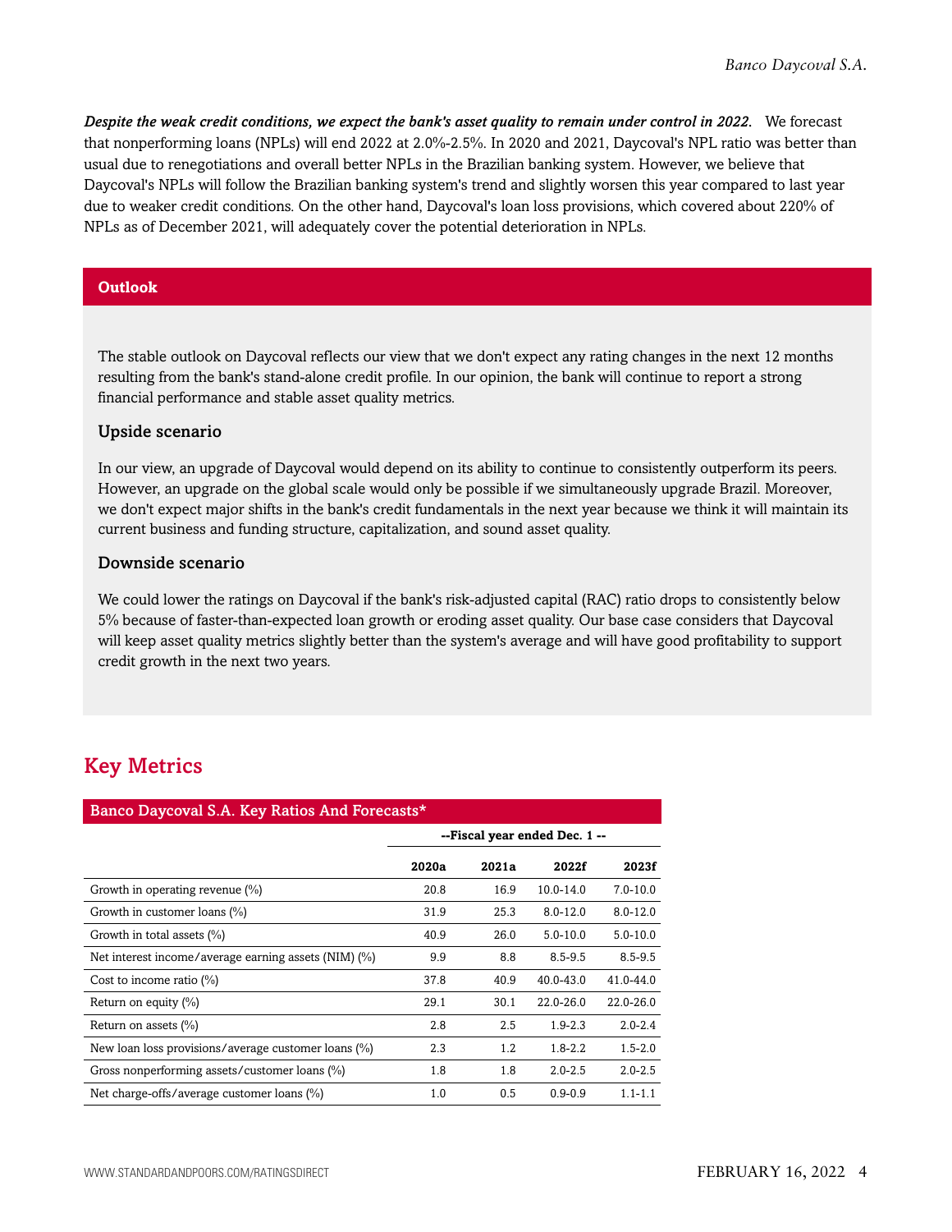***Despite the weak credit conditions, we expect the bank's asset quality to remain under control in 2022.*** We forecast that nonperforming loans (NPLs) will end 2022 at 2.0%-2.5%. In 2020 and 2021, Daycoval's NPL ratio was better than usual due to renegotiations and overall better NPLs in the Brazilian banking system. However, we believe that Daycoval's NPLs will follow the Brazilian banking system's trend and slightly worsen this year compared to last year due to weaker credit conditions. On the other hand, Daycoval's loan loss provisions, which covered about 220% of NPLs as of December 2021, will adequately cover the potential deterioration in NPLs.

## Outlook

The stable outlook on Daycoval reflects our view that we don't expect any rating changes in the next 12 months resulting from the bank's stand-alone credit profile. In our opinion, the bank will continue to report a strong financial performance and stable asset quality metrics.

### Upside scenario

In our view, an upgrade of Daycoval would depend on its ability to continue to consistently outperform its peers. However, an upgrade on the global scale would only be possible if we simultaneously upgrade Brazil. Moreover, we don't expect major shifts in the bank's credit fundamentals in the next year because we think it will maintain its current business and funding structure, capitalization, and sound asset quality.

### Downside scenario

We could lower the ratings on Daycoval if the bank's risk-adjusted capital (RAC) ratio drops to consistently below 5% because of faster-than-expected loan growth or eroding asset quality. Our base case considers that Daycoval will keep asset quality metrics slightly better than the system's average and will have good profitability to support credit growth in the next two years.

## Key Metrics

**Banco Daycoval S.A. Key Ratios And Forecasts***

| | --Fiscal year ended Dec. 1 -- | | | |
|---|---|---|---|---|
| | **2020a** | **2021a** | **2022f** | **2023f** |
| Growth in operating revenue (%) | 20.8 | 16.9 | 10.0-14.0 | 7.0-10.0 |
| Growth in customer loans (%) | 31.9 | 25.3 | 8.0-12.0 | 8.0-12.0 |
| Growth in total assets (%) | 40.9 | 26.0 | 5.0-10.0 | 5.0-10.0 |
| Net interest income/average earning assets (NIM) (%) | 9.9 | 8.8 | 8.5-9.5 | 8.5-9.5 |
| Cost to income ratio (%) | 37.8 | 40.9 | 40.0-43.0 | 41.0-44.0 |
| Return on equity (%) | 29.1 | 30.1 | 22.0-26.0 | 22.0-26.0 |
| Return on assets (%) | 2.8 | 2.5 | 1.9-2.3 | 2.0-2.4 |
| New loan loss provisions/average customer loans (%) | 2.3 | 1.2 | 1.8-2.2 | 1.5-2.0 |
| Gross nonperforming assets/customer loans (%) | 1.8 | 1.8 | 2.0-2.5 | 2.0-2.5 |
| Net charge-offs/average customer loans (%) | 1.0 | 0.5 | 0.9-0.9 | 1.1-1.1 |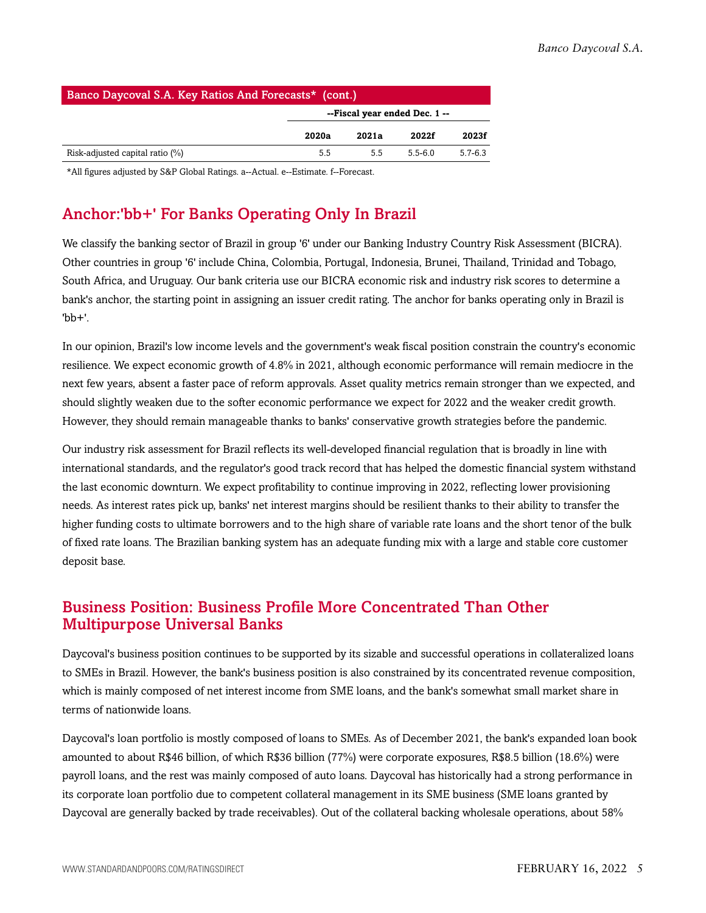| Banco Daycoval S.A. Key Ratios And Forecasts* (cont.) | | | | |
|---|---|---|---|---|
| | --Fiscal year ended Dec. 1 -- | | | |
| | 2020a | 2021a | 2022f | 2023f |
| Risk-adjusted capital ratio (%) | 5.5 | 5.5 | 5.5-6.0 | 5.7-6.3 |

*All figures adjusted by S&P Global Ratings. a--Actual. e--Estimate. f--Forecast.

## Anchor:'bb+' For Banks Operating Only In Brazil

We classify the banking sector of Brazil in group '6' under our Banking Industry Country Risk Assessment (BICRA). Other countries in group '6' include China, Colombia, Portugal, Indonesia, Brunei, Thailand, Trinidad and Tobago, South Africa, and Uruguay. Our bank criteria use our BICRA economic risk and industry risk scores to determine a bank's anchor, the starting point in assigning an issuer credit rating. The anchor for banks operating only in Brazil is 'bb+'.

In our opinion, Brazil's low income levels and the government's weak fiscal position constrain the country's economic resilience. We expect economic growth of 4.8% in 2021, although economic performance will remain mediocre in the next few years, absent a faster pace of reform approvals. Asset quality metrics remain stronger than we expected, and should slightly weaken due to the softer economic performance we expect for 2022 and the weaker credit growth. However, they should remain manageable thanks to banks' conservative growth strategies before the pandemic.

Our industry risk assessment for Brazil reflects its well-developed financial regulation that is broadly in line with international standards, and the regulator's good track record that has helped the domestic financial system withstand the last economic downturn. We expect profitability to continue improving in 2022, reflecting lower provisioning needs. As interest rates pick up, banks' net interest margins should be resilient thanks to their ability to transfer the higher funding costs to ultimate borrowers and to the high share of variable rate loans and the short tenor of the bulk of fixed rate loans. The Brazilian banking system has an adequate funding mix with a large and stable core customer deposit base.

## Business Position: Business Profile More Concentrated Than Other Multipurpose Universal Banks

Daycoval's business position continues to be supported by its sizable and successful operations in collateralized loans to SMEs in Brazil. However, the bank's business position is also constrained by its concentrated revenue composition, which is mainly composed of net interest income from SME loans, and the bank's somewhat small market share in terms of nationwide loans.

Daycoval's loan portfolio is mostly composed of loans to SMEs. As of December 2021, the bank's expanded loan book amounted to about R$46 billion, of which R$36 billion (77%) were corporate exposures, R$8.5 billion (18.6%) were payroll loans, and the rest was mainly composed of auto loans. Daycoval has historically had a strong performance in its corporate loan portfolio due to competent collateral management in its SME business (SME loans granted by Daycoval are generally backed by trade receivables). Out of the collateral backing wholesale operations, about 58%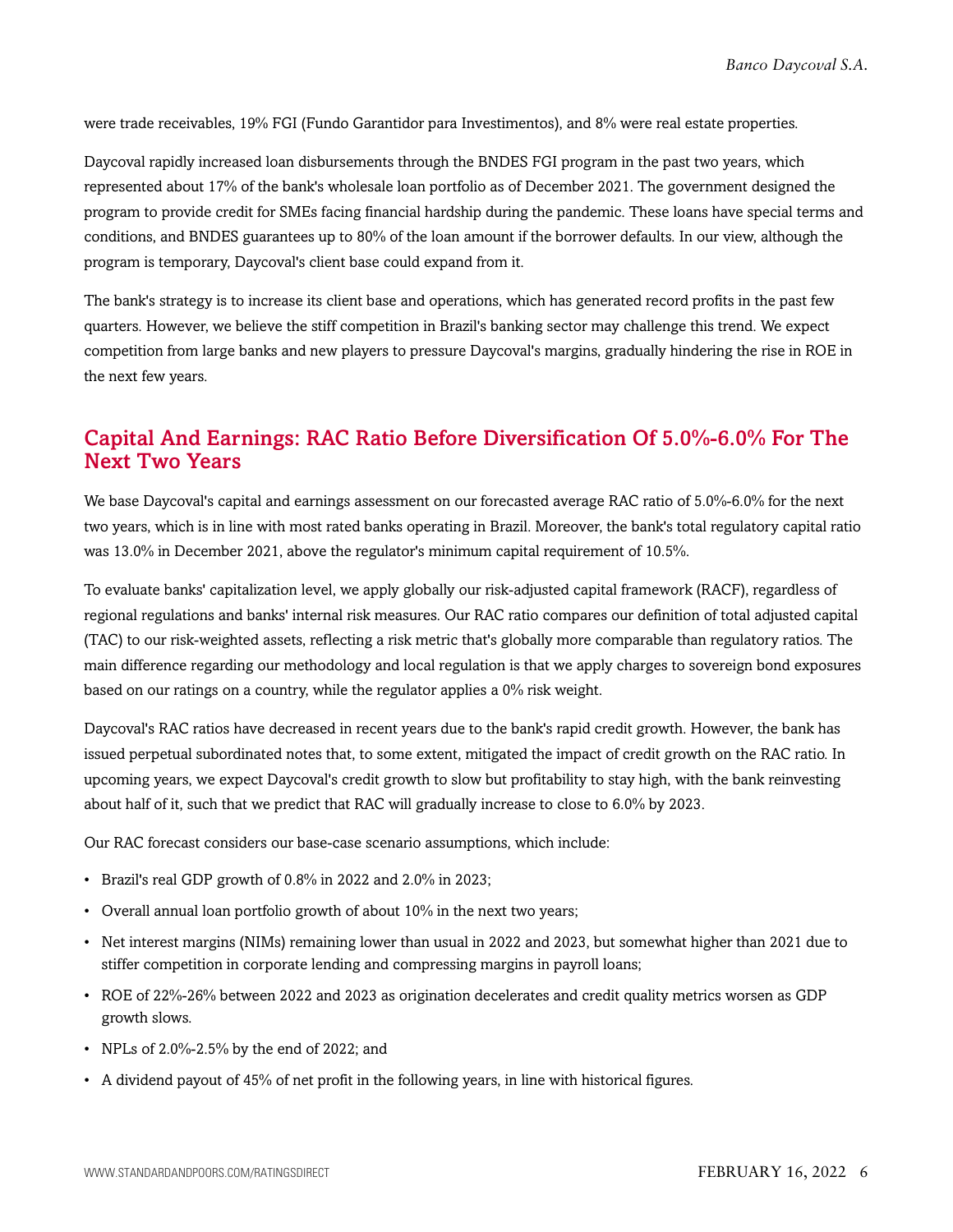were trade receivables, 19% FGI (Fundo Garantidor para Investimentos), and 8% were real estate properties.

Daycoval rapidly increased loan disbursements through the BNDES FGI program in the past two years, which represented about 17% of the bank's wholesale loan portfolio as of December 2021. The government designed the program to provide credit for SMEs facing financial hardship during the pandemic. These loans have special terms and conditions, and BNDES guarantees up to 80% of the loan amount if the borrower defaults. In our view, although the program is temporary, Daycoval's client base could expand from it.

The bank's strategy is to increase its client base and operations, which has generated record profits in the past few quarters. However, we believe the stiff competition in Brazil's banking sector may challenge this trend. We expect competition from large banks and new players to pressure Daycoval's margins, gradually hindering the rise in ROE in the next few years.

## Capital And Earnings: RAC Ratio Before Diversification Of 5.0%-6.0% For The Next Two Years

We base Daycoval's capital and earnings assessment on our forecasted average RAC ratio of 5.0%-6.0% for the next two years, which is in line with most rated banks operating in Brazil. Moreover, the bank's total regulatory capital ratio was 13.0% in December 2021, above the regulator's minimum capital requirement of 10.5%.

To evaluate banks' capitalization level, we apply globally our risk-adjusted capital framework (RACF), regardless of regional regulations and banks' internal risk measures. Our RAC ratio compares our definition of total adjusted capital (TAC) to our risk-weighted assets, reflecting a risk metric that's globally more comparable than regulatory ratios. The main difference regarding our methodology and local regulation is that we apply charges to sovereign bond exposures based on our ratings on a country, while the regulator applies a 0% risk weight.

Daycoval's RAC ratios have decreased in recent years due to the bank's rapid credit growth. However, the bank has issued perpetual subordinated notes that, to some extent, mitigated the impact of credit growth on the RAC ratio. In upcoming years, we expect Daycoval's credit growth to slow but profitability to stay high, with the bank reinvesting about half of it, such that we predict that RAC will gradually increase to close to 6.0% by 2023.

Our RAC forecast considers our base-case scenario assumptions, which include:

- Brazil's real GDP growth of 0.8% in 2022 and 2.0% in 2023;
- Overall annual loan portfolio growth of about 10% in the next two years;
- Net interest margins (NIMs) remaining lower than usual in 2022 and 2023, but somewhat higher than 2021 due to stiffer competition in corporate lending and compressing margins in payroll loans;
- ROE of 22%-26% between 2022 and 2023 as origination decelerates and credit quality metrics worsen as GDP growth slows.
- NPLs of 2.0%-2.5% by the end of 2022; and
- A dividend payout of 45% of net profit in the following years, in line with historical figures.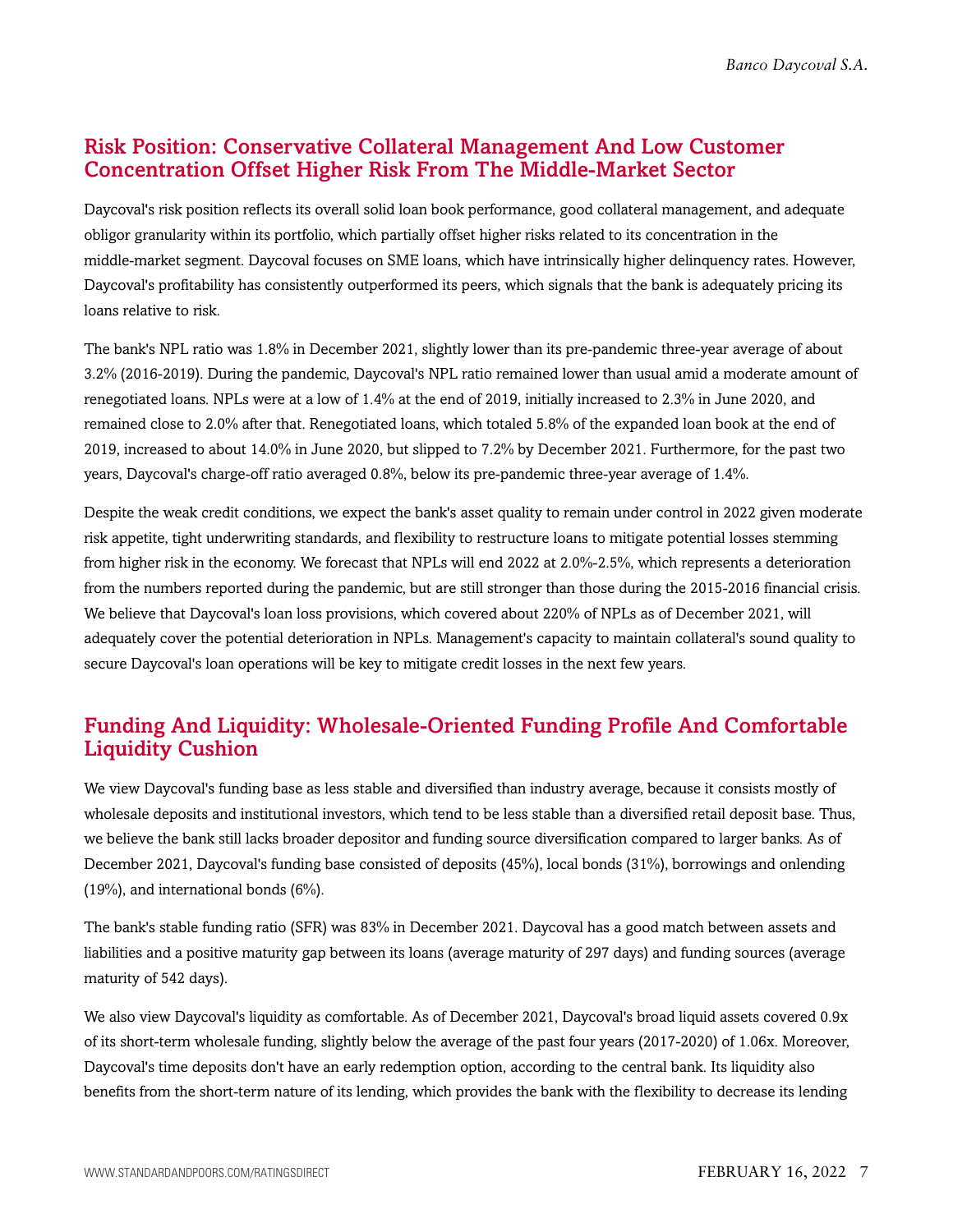## Risk Position: Conservative Collateral Management And Low Customer Concentration Offset Higher Risk From The Middle-Market Sector

Daycoval's risk position reflects its overall solid loan book performance, good collateral management, and adequate obligor granularity within its portfolio, which partially offset higher risks related to its concentration in the middle-market segment. Daycoval focuses on SME loans, which have intrinsically higher delinquency rates. However, Daycoval's profitability has consistently outperformed its peers, which signals that the bank is adequately pricing its loans relative to risk.

The bank's NPL ratio was 1.8% in December 2021, slightly lower than its pre-pandemic three-year average of about 3.2% (2016-2019). During the pandemic, Daycoval's NPL ratio remained lower than usual amid a moderate amount of renegotiated loans. NPLs were at a low of 1.4% at the end of 2019, initially increased to 2.3% in June 2020, and remained close to 2.0% after that. Renegotiated loans, which totaled 5.8% of the expanded loan book at the end of 2019, increased to about 14.0% in June 2020, but slipped to 7.2% by December 2021. Furthermore, for the past two years, Daycoval's charge-off ratio averaged 0.8%, below its pre-pandemic three-year average of 1.4%.

Despite the weak credit conditions, we expect the bank's asset quality to remain under control in 2022 given moderate risk appetite, tight underwriting standards, and flexibility to restructure loans to mitigate potential losses stemming from higher risk in the economy. We forecast that NPLs will end 2022 at 2.0%-2.5%, which represents a deterioration from the numbers reported during the pandemic, but are still stronger than those during the 2015-2016 financial crisis. We believe that Daycoval's loan loss provisions, which covered about 220% of NPLs as of December 2021, will adequately cover the potential deterioration in NPLs. Management's capacity to maintain collateral's sound quality to secure Daycoval's loan operations will be key to mitigate credit losses in the next few years.

## Funding And Liquidity: Wholesale-Oriented Funding Profile And Comfortable Liquidity Cushion

We view Daycoval's funding base as less stable and diversified than industry average, because it consists mostly of wholesale deposits and institutional investors, which tend to be less stable than a diversified retail deposit base. Thus, we believe the bank still lacks broader depositor and funding source diversification compared to larger banks. As of December 2021, Daycoval's funding base consisted of deposits (45%), local bonds (31%), borrowings and onlending (19%), and international bonds (6%).

The bank's stable funding ratio (SFR) was 83% in December 2021. Daycoval has a good match between assets and liabilities and a positive maturity gap between its loans (average maturity of 297 days) and funding sources (average maturity of 542 days).

We also view Daycoval's liquidity as comfortable. As of December 2021, Daycoval's broad liquid assets covered 0.9x of its short-term wholesale funding, slightly below the average of the past four years (2017-2020) of 1.06x. Moreover, Daycoval's time deposits don't have an early redemption option, according to the central bank. Its liquidity also benefits from the short-term nature of its lending, which provides the bank with the flexibility to decrease its lending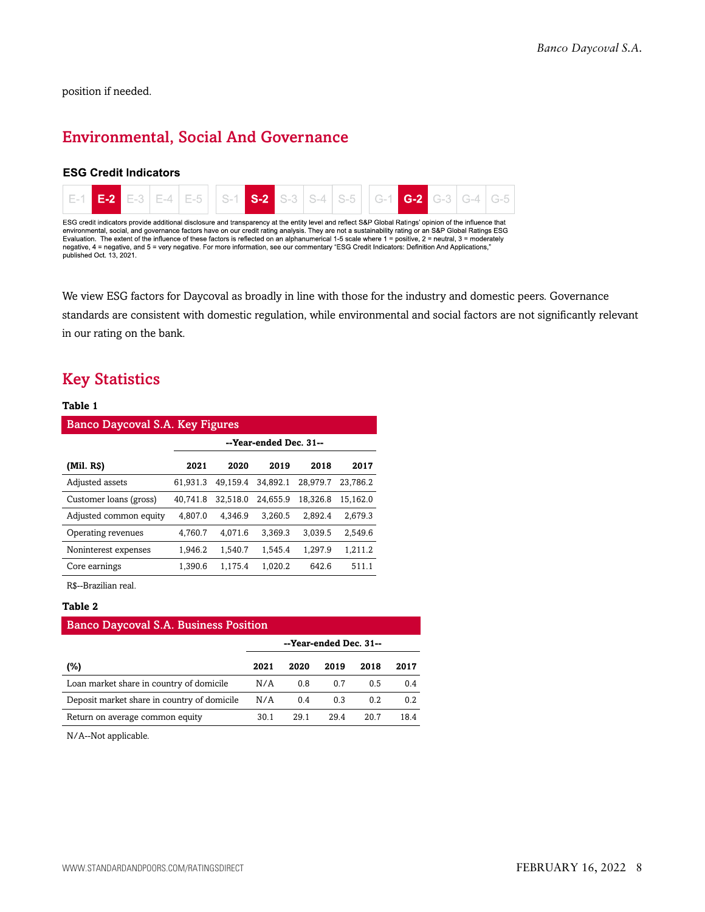position if needed.

## Environmental, Social And Governance

### ESG Credit Indicators

| E-1 | **E-2** | E-3 | E-4 | E-5 | S-1 | **S-2** | S-3 | S-4 | S-5 | G-1 | **G-2** | G-3 | G-4 | G-5 |
|---|---|---|---|---|---|---|---|---|---|---|---|---|---|---|

ESG credit indicators provide additional disclosure and transparency at the entity level and reflect S&P Global Ratings' opinion of the influence that environmental, social, and governance factors have on our credit rating analysis. They are not a sustainability rating or an S&P Global Ratings ESG Evaluation. The extent of the influence of these factors is reflected on an alphanumerical 1-5 scale where 1 = positive, 2 = neutral, 3 = moderately negative, 4 = negative, and 5 = very negative. For more information, see our commentary "ESG Credit Indicators: Definition And Applications," published Oct. 13, 2021.

We view ESG factors for Daycoval as broadly in line with those for the industry and domestic peers. Governance standards are consistent with domestic regulation, while environmental and social factors are not significantly relevant in our rating on the bank.

## Key Statistics

**Table 1**

| Banco Daycoval S.A. Key Figures | | | | | |
|---|---|---|---|---|---|
| | --Year-ended Dec. 31-- | | | | |
| (Mil. R$) | 2021 | 2020 | 2019 | 2018 | 2017 |
| Adjusted assets | 61,931.3 | 49,159.4 | 34,892.1 | 28,979.7 | 23,786.2 |
| Customer loans (gross) | 40,741.8 | 32,518.0 | 24,655.9 | 18,326.8 | 15,162.0 |
| Adjusted common equity | 4,807.0 | 4,346.9 | 3,260.5 | 2,892.4 | 2,679.3 |
| Operating revenues | 4,760.7 | 4,071.6 | 3,369.3 | 3,039.5 | 2,549.6 |
| Noninterest expenses | 1,946.2 | 1,540.7 | 1,545.4 | 1,297.9 | 1,211.2 |
| Core earnings | 1,390.6 | 1,175.4 | 1,020.2 | 642.6 | 511.1 |

R$--Brazilian real.

**Table 2**

| Banco Daycoval S.A. Business Position | | | | | |
|---|---|---|---|---|---|
| | --Year-ended Dec. 31-- | | | | |
| (%) | 2021 | 2020 | 2019 | 2018 | 2017 |
| Loan market share in country of domicile | N/A | 0.8 | 0.7 | 0.5 | 0.4 |
| Deposit market share in country of domicile | N/A | 0.4 | 0.3 | 0.2 | 0.2 |
| Return on average common equity | 30.1 | 29.1 | 29.4 | 20.7 | 18.4 |

N/A--Not applicable.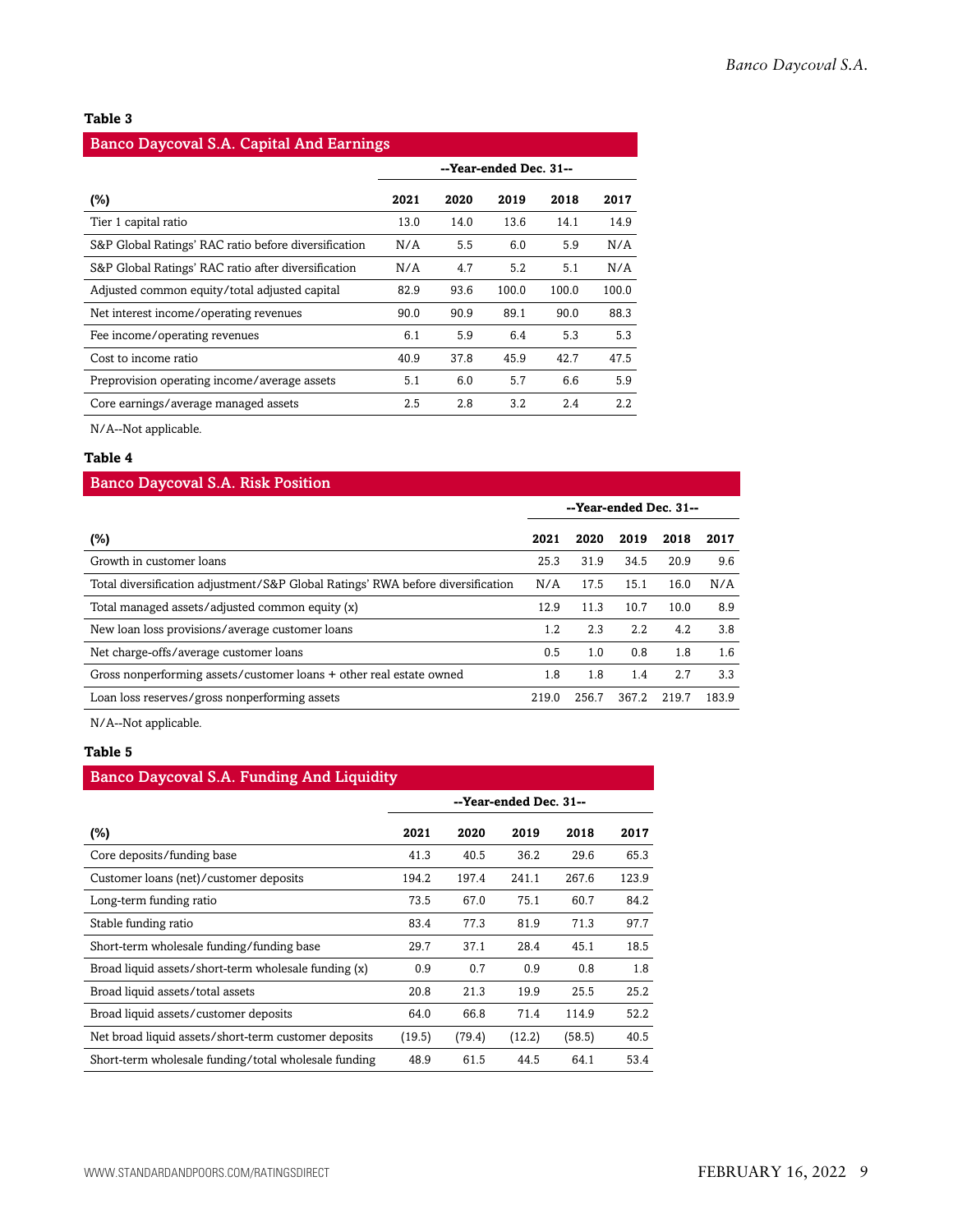**Table 3**

| Banco Daycoval S.A. Capital And Earnings | | | | | |
|---|---|---|---|---|---|
| | --Year-ended Dec. 31-- | | | | |
| (%) | 2021 | 2020 | 2019 | 2018 | 2017 |
| Tier 1 capital ratio | 13.0 | 14.0 | 13.6 | 14.1 | 14.9 |
| S&P Global Ratings' RAC ratio before diversification | N/A | 5.5 | 6.0 | 5.9 | N/A |
| S&P Global Ratings' RAC ratio after diversification | N/A | 4.7 | 5.2 | 5.1 | N/A |
| Adjusted common equity/total adjusted capital | 82.9 | 93.6 | 100.0 | 100.0 | 100.0 |
| Net interest income/operating revenues | 90.0 | 90.9 | 89.1 | 90.0 | 88.3 |
| Fee income/operating revenues | 6.1 | 5.9 | 6.4 | 5.3 | 5.3 |
| Cost to income ratio | 40.9 | 37.8 | 45.9 | 42.7 | 47.5 |
| Preprovision operating income/average assets | 5.1 | 6.0 | 5.7 | 6.6 | 5.9 |
| Core earnings/average managed assets | 2.5 | 2.8 | 3.2 | 2.4 | 2.2 |

N/A--Not applicable.

**Table 4**

| Banco Daycoval S.A. Risk Position | | | | | |
|---|---|---|---|---|---|
| | --Year-ended Dec. 31-- | | | | |
| (%) | 2021 | 2020 | 2019 | 2018 | 2017 |
| Growth in customer loans | 25.3 | 31.9 | 34.5 | 20.9 | 9.6 |
| Total diversification adjustment/S&P Global Ratings' RWA before diversification | N/A | 17.5 | 15.1 | 16.0 | N/A |
| Total managed assets/adjusted common equity (x) | 12.9 | 11.3 | 10.7 | 10.0 | 8.9 |
| New loan loss provisions/average customer loans | 1.2 | 2.3 | 2.2 | 4.2 | 3.8 |
| Net charge-offs/average customer loans | 0.5 | 1.0 | 0.8 | 1.8 | 1.6 |
| Gross nonperforming assets/customer loans + other real estate owned | 1.8 | 1.8 | 1.4 | 2.7 | 3.3 |
| Loan loss reserves/gross nonperforming assets | 219.0 | 256.7 | 367.2 | 219.7 | 183.9 |

N/A--Not applicable.

**Table 5**

| Banco Daycoval S.A. Funding And Liquidity | | | | | |
|---|---|---|---|---|---|
| | --Year-ended Dec. 31-- | | | | |
| (%) | 2021 | 2020 | 2019 | 2018 | 2017 |
| Core deposits/funding base | 41.3 | 40.5 | 36.2 | 29.6 | 65.3 |
| Customer loans (net)/customer deposits | 194.2 | 197.4 | 241.1 | 267.6 | 123.9 |
| Long-term funding ratio | 73.5 | 67.0 | 75.1 | 60.7 | 84.2 |
| Stable funding ratio | 83.4 | 77.3 | 81.9 | 71.3 | 97.7 |
| Short-term wholesale funding/funding base | 29.7 | 37.1 | 28.4 | 45.1 | 18.5 |
| Broad liquid assets/short-term wholesale funding (x) | 0.9 | 0.7 | 0.9 | 0.8 | 1.8 |
| Broad liquid assets/total assets | 20.8 | 21.3 | 19.9 | 25.5 | 25.2 |
| Broad liquid assets/customer deposits | 64.0 | 66.8 | 71.4 | 114.9 | 52.2 |
| Net broad liquid assets/short-term customer deposits | (19.5) | (79.4) | (12.2) | (58.5) | 40.5 |
| Short-term wholesale funding/total wholesale funding | 48.9 | 61.5 | 44.5 | 64.1 | 53.4 |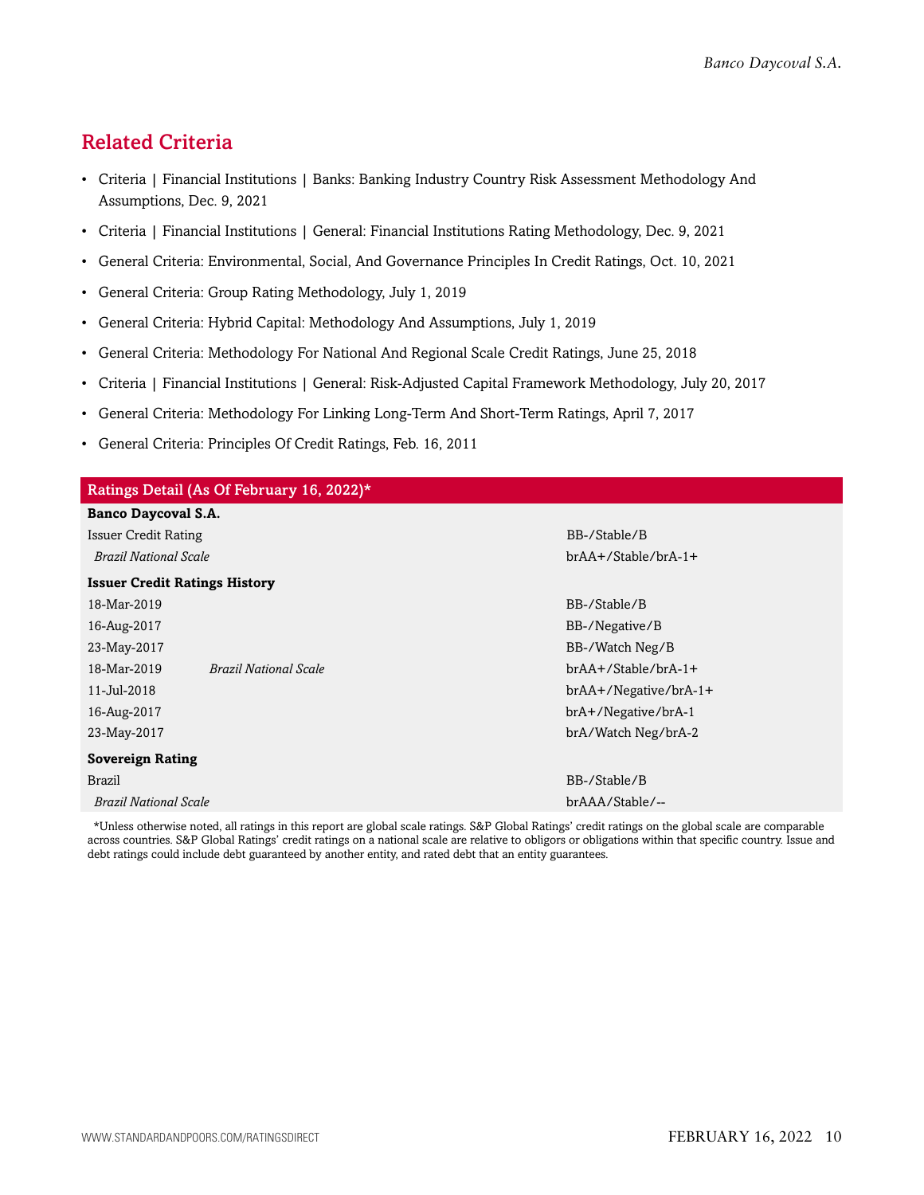## Related Criteria

- Criteria | Financial Institutions | Banks: Banking Industry Country Risk Assessment Methodology And Assumptions, Dec. 9, 2021
- Criteria | Financial Institutions | General: Financial Institutions Rating Methodology, Dec. 9, 2021
- General Criteria: Environmental, Social, And Governance Principles In Credit Ratings, Oct. 10, 2021
- General Criteria: Group Rating Methodology, July 1, 2019
- General Criteria: Hybrid Capital: Methodology And Assumptions, July 1, 2019
- General Criteria: Methodology For National And Regional Scale Credit Ratings, June 25, 2018
- Criteria | Financial Institutions | General: Risk-Adjusted Capital Framework Methodology, July 20, 2017
- General Criteria: Methodology For Linking Long-Term And Short-Term Ratings, April 7, 2017
- General Criteria: Principles Of Credit Ratings, Feb. 16, 2011

| Ratings Detail (As Of February 16, 2022)* | | |
|---|---|---|
| **Banco Daycoval S.A.** | | |
| Issuer Credit Rating | | BB-/Stable/B |
| *Brazil National Scale* | | brAA+/Stable/brA-1+ |
| **Issuer Credit Ratings History** | | |
| 18-Mar-2019 | | BB-/Stable/B |
| 16-Aug-2017 | | BB-/Negative/B |
| 23-May-2017 | | BB-/Watch Neg/B |
| 18-Mar-2019 | *Brazil National Scale* | brAA+/Stable/brA-1+ |
| 11-Jul-2018 | | brAA+/Negative/brA-1+ |
| 16-Aug-2017 | | brA+/Negative/brA-1 |
| 23-May-2017 | | brA/Watch Neg/brA-2 |
| **Sovereign Rating** | | |
| Brazil | | BB-/Stable/B |
| *Brazil National Scale* | | brAAA/Stable/-- |

*Unless otherwise noted, all ratings in this report are global scale ratings. S&P Global Ratings' credit ratings on the global scale are comparable across countries. S&P Global Ratings' credit ratings on a national scale are relative to obligors or obligations within that specific country. Issue and debt ratings could include debt guaranteed by another entity, and rated debt that an entity guarantees.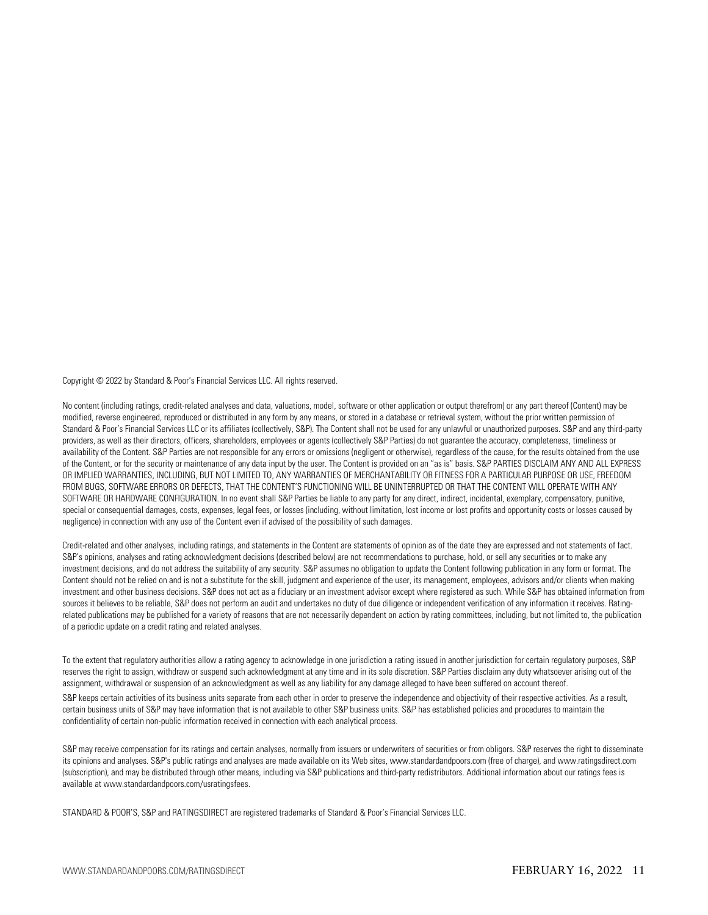Copyright © 2022 by Standard & Poor's Financial Services LLC. All rights reserved.

No content (including ratings, credit-related analyses and data, valuations, model, software or other application or output therefrom) or any part thereof (Content) may be modified, reverse engineered, reproduced or distributed in any form by any means, or stored in a database or retrieval system, without the prior written permission of Standard & Poor's Financial Services LLC or its affiliates (collectively, S&P). The Content shall not be used for any unlawful or unauthorized purposes. S&P and any third-party providers, as well as their directors, officers, shareholders, employees or agents (collectively S&P Parties) do not guarantee the accuracy, completeness, timeliness or availability of the Content. S&P Parties are not responsible for any errors or omissions (negligent or otherwise), regardless of the cause, for the results obtained from the use of the Content, or for the security or maintenance of any data input by the user. The Content is provided on an "as is" basis. S&P PARTIES DISCLAIM ANY AND ALL EXPRESS OR IMPLIED WARRANTIES, INCLUDING, BUT NOT LIMITED TO, ANY WARRANTIES OF MERCHANTABILITY OR FITNESS FOR A PARTICULAR PURPOSE OR USE, FREEDOM FROM BUGS, SOFTWARE ERRORS OR DEFECTS, THAT THE CONTENT'S FUNCTIONING WILL BE UNINTERRUPTED OR THAT THE CONTENT WILL OPERATE WITH ANY SOFTWARE OR HARDWARE CONFIGURATION. In no event shall S&P Parties be liable to any party for any direct, indirect, incidental, exemplary, compensatory, punitive, special or consequential damages, costs, expenses, legal fees, or losses (including, without limitation, lost income or lost profits and opportunity costs or losses caused by negligence) in connection with any use of the Content even if advised of the possibility of such damages.

Credit-related and other analyses, including ratings, and statements in the Content are statements of opinion as of the date they are expressed and not statements of fact. S&P's opinions, analyses and rating acknowledgment decisions (described below) are not recommendations to purchase, hold, or sell any securities or to make any investment decisions, and do not address the suitability of any security. S&P assumes no obligation to update the Content following publication in any form or format. The Content should not be relied on and is not a substitute for the skill, judgment and experience of the user, its management, employees, advisors and/or clients when making investment and other business decisions. S&P does not act as a fiduciary or an investment advisor except where registered as such. While S&P has obtained information from sources it believes to be reliable, S&P does not perform an audit and undertakes no duty of due diligence or independent verification of any information it receives. Rating-related publications may be published for a variety of reasons that are not necessarily dependent on action by rating committees, including, but not limited to, the publication of a periodic update on a credit rating and related analyses.

To the extent that regulatory authorities allow a rating agency to acknowledge in one jurisdiction a rating issued in another jurisdiction for certain regulatory purposes, S&P reserves the right to assign, withdraw or suspend such acknowledgment at any time and in its sole discretion. S&P Parties disclaim any duty whatsoever arising out of the assignment, withdrawal or suspension of an acknowledgment as well as any liability for any damage alleged to have been suffered on account thereof.

S&P keeps certain activities of its business units separate from each other in order to preserve the independence and objectivity of their respective activities. As a result, certain business units of S&P may have information that is not available to other S&P business units. S&P has established policies and procedures to maintain the confidentiality of certain non-public information received in connection with each analytical process.

S&P may receive compensation for its ratings and certain analyses, normally from issuers or underwriters of securities or from obligors. S&P reserves the right to disseminate its opinions and analyses. S&P's public ratings and analyses are made available on its Web sites, www.standardandpoors.com (free of charge), and www.ratingsdirect.com (subscription), and may be distributed through other means, including via S&P publications and third-party redistributors. Additional information about our ratings fees is available at www.standardandpoors.com/usratingsfees.

STANDARD & POOR'S, S&P and RATINGSDIRECT are registered trademarks of Standard & Poor's Financial Services LLC.